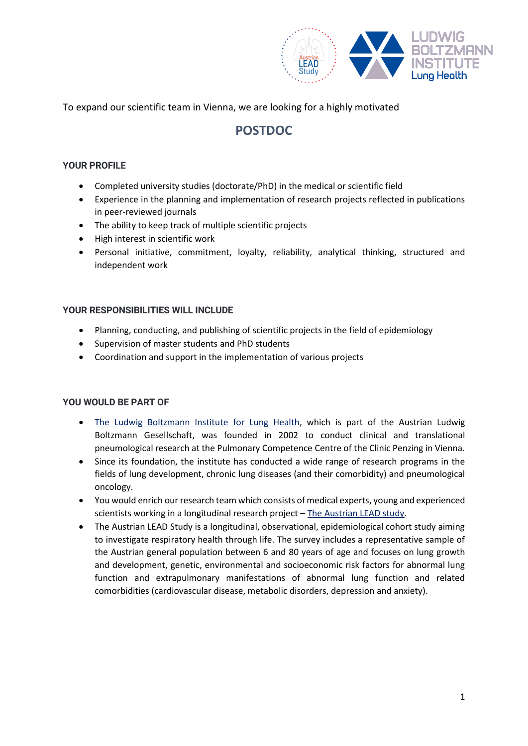To expand our scientific team in Vienna, we are looking for a highly motivated

# POSTDOC

## YOUR PROFILE

- Completed university studies (doctorate/PhD) in the medical or scientific field
- Experience in the planning and implementation of research projects reflected in publications in peer-reviewed journals
- The ability to keep track of multiple scientific projects
- High interest in scientific work
- Personal initiative, commitment, loyalty, reliability, analytical thinking, structured and independent work

## YOUR RESPONSIBILITIES WILL INCLUDE

- Planning, conducting, and publishing of scientific projects in the field of epidemiology
- Supervision of master students and PhD students
- Coordination and support in the implementation of various projects

## YOU WOULD BE PART OF

- The Ludwig Boltzmann Institute for Lung Health, which is part of the Austrian Ludwig Boltzmann Gesellschaft, was founded in 2002 to conduct clinical and translational pneumological research at the Pulmonary Competence Centre of the Clinic Penzing in Vienna.
- Since its foundation, the institute has conducted a wide range of research programs in the fields of lung development, chronic lung diseases (and their comorbidity) and pneumological oncology.
- You would enrich our research team which consists of medical experts, young and experienced scientists working in a longitudinal research project – The Austrian LEAD study.
- The Austrian LEAD Study is a longitudinal, observational, epidemiological cohort study aiming to investigate respiratory health through life. The survey includes a representative sample of the Austrian general population between 6 and 80 years of age and focuses on lung growth and development, genetic, environmental and socioeconomic risk factors for abnormal lung function and extrapulmonary manifestations of abnormal lung function and related comorbidities (cardiovascular disease, metabolic disorders, depression and anxiety).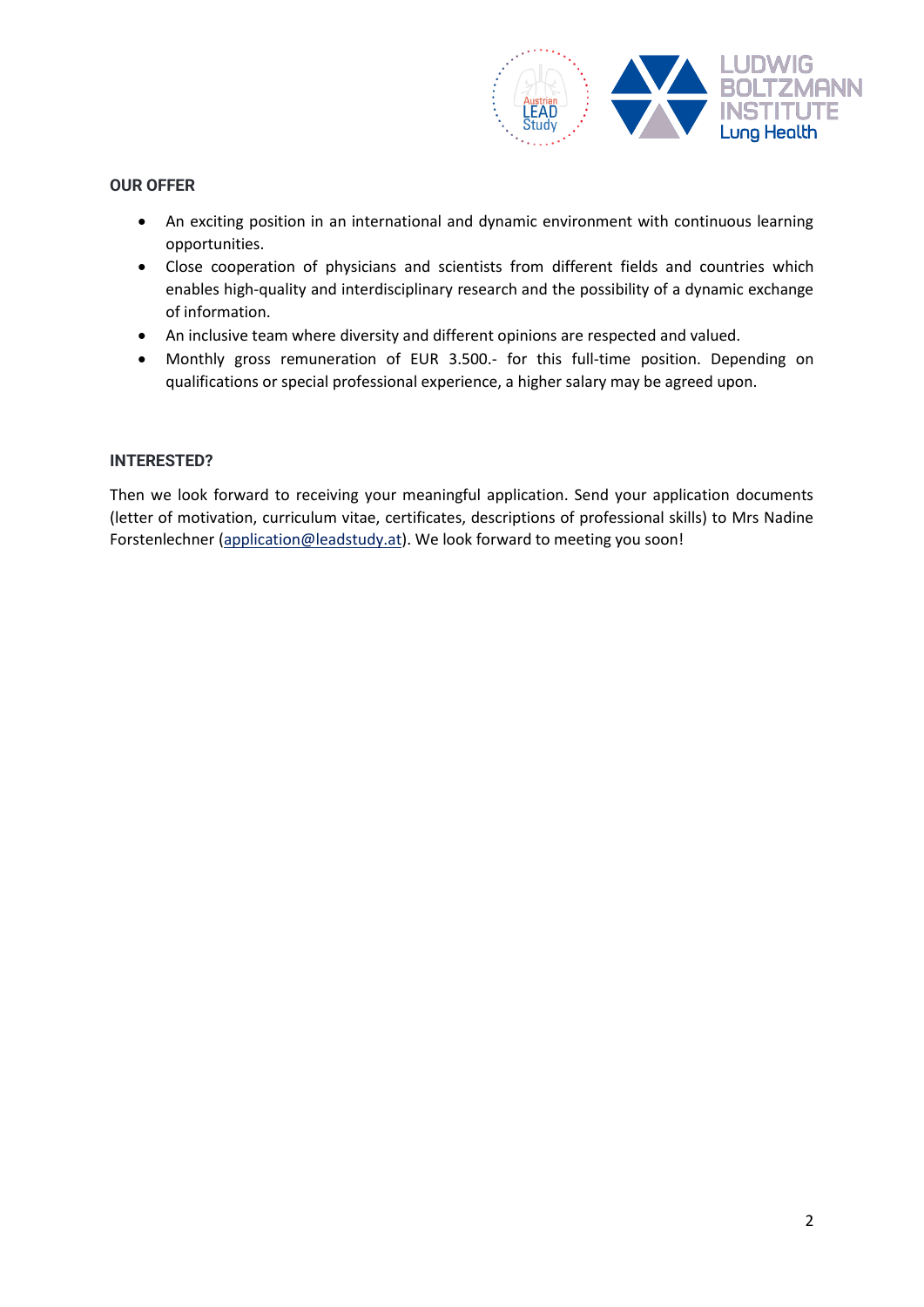## OUR OFFER

- An exciting position in an international and dynamic environment with continuous learning opportunities.
- Close cooperation of physicians and scientists from different fields and countries which enables high-quality and interdisciplinary research and the possibility of a dynamic exchange of information.
- An inclusive team where diversity and different opinions are respected and valued.
- Monthly gross remuneration of EUR 3.500.- for this full-time position. Depending on qualifications or special professional experience, a higher salary may be agreed upon.

## INTERESTED?

Then we look forward to receiving your meaningful application. Send your application documents (letter of motivation, curriculum vitae, certificates, descriptions of professional skills) to Mrs Nadine Forstenlechner (application@leadstudy.at). We look forward to meeting you soon!